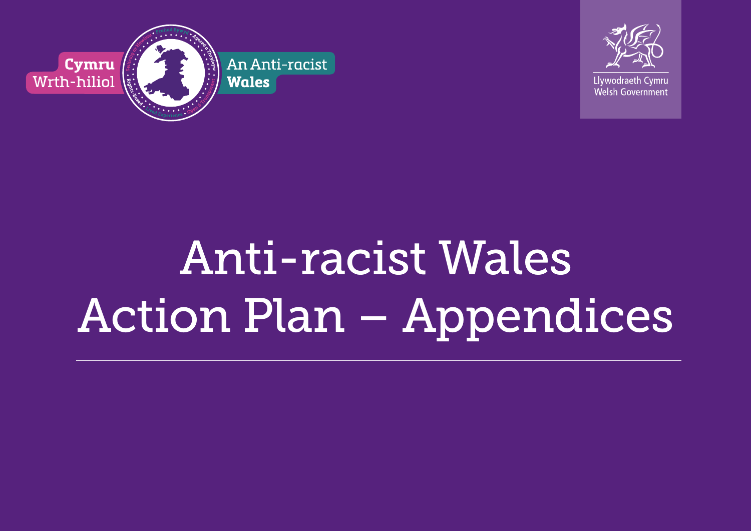Cymru Wrth-hiliol

An Anti-racist Wales

Llywodraeth Cymru
Welsh Government

# Anti-racist Wales Action Plan – Appendices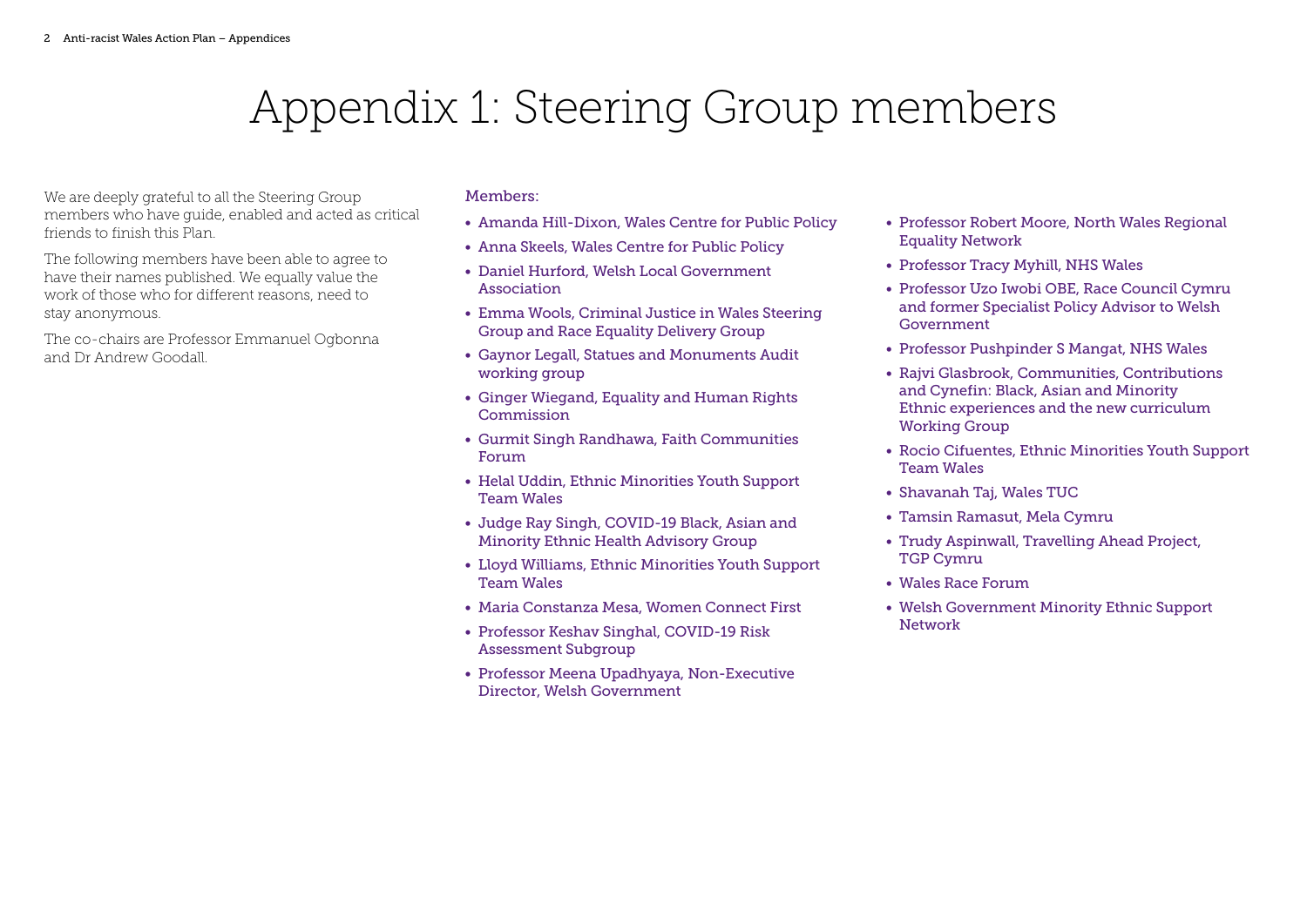# Appendix 1: Steering Group members

We are deeply grateful to all the Steering Group members who have guide, enabled and acted as critical friends to finish this Plan.

The following members have been able to agree to have their names published. We equally value the work of those who for different reasons, need to stay anonymous.

The co-chairs are Professor Emmanuel Ogbonna and Dr Andrew Goodall.

Members:

- Amanda Hill-Dixon, Wales Centre for Public Policy
- Anna Skeels, Wales Centre for Public Policy
- Daniel Hurford, Welsh Local Government Association
- Emma Wools, Criminal Justice in Wales Steering Group and Race Equality Delivery Group
- Gaynor Legall, Statues and Monuments Audit working group
- Ginger Wiegand, Equality and Human Rights Commission
- Gurmit Singh Randhawa, Faith Communities Forum
- Helal Uddin, Ethnic Minorities Youth Support Team Wales
- Judge Ray Singh, COVID-19 Black, Asian and Minority Ethnic Health Advisory Group
- Lloyd Williams, Ethnic Minorities Youth Support Team Wales
- Maria Constanza Mesa, Women Connect First
- Professor Keshav Singhal, COVID-19 Risk Assessment Subgroup
- Professor Meena Upadhyaya, Non-Executive Director, Welsh Government
- Professor Robert Moore, North Wales Regional Equality Network
- Professor Tracy Myhill, NHS Wales
- Professor Uzo Iwobi OBE, Race Council Cymru and former Specialist Policy Advisor to Welsh Government
- Professor Pushpinder S Mangat, NHS Wales
- Rajvi Glasbrook, Communities, Contributions and Cynefin: Black, Asian and Minority Ethnic experiences and the new curriculum Working Group
- Rocio Cifuentes, Ethnic Minorities Youth Support Team Wales
- Shavanah Taj, Wales TUC
- Tamsin Ramasut, Mela Cymru
- Trudy Aspinwall, Travelling Ahead Project, TGP Cymru
- Wales Race Forum
- Welsh Government Minority Ethnic Support Network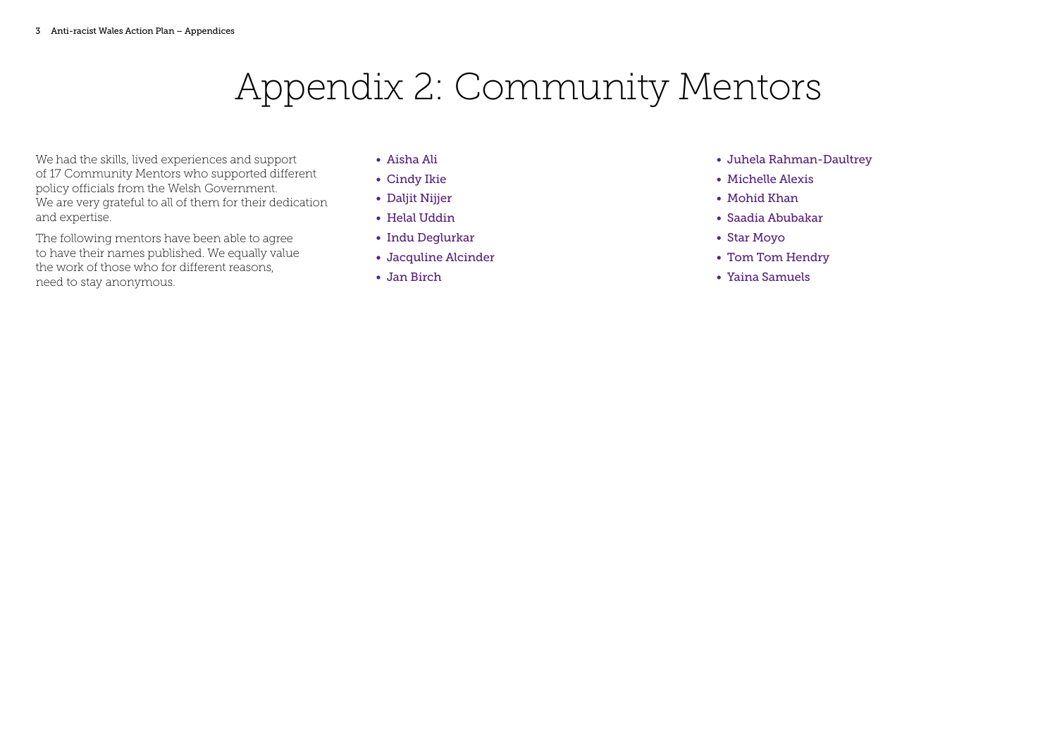# Appendix 2: Community Mentors

We had the skills, lived experiences and support of 17 Community Mentors who supported different policy officials from the Welsh Government. We are very grateful to all of them for their dedication and expertise.

The following mentors have been able to agree to have their names published. We equally value the work of those who for different reasons, need to stay anonymous.

- Aisha Ali
- Cindy Ikie
- Daljit Nijjer
- Helal Uddin
- Indu Deglurkar
- Jacquline Alcinder
- Jan Birch
- Juhela Rahman-Daultrey
- Michelle Alexis
- Mohid Khan
- Saadia Abubakar
- Star Moyo
- Tom Tom Hendry
- Yaina Samuels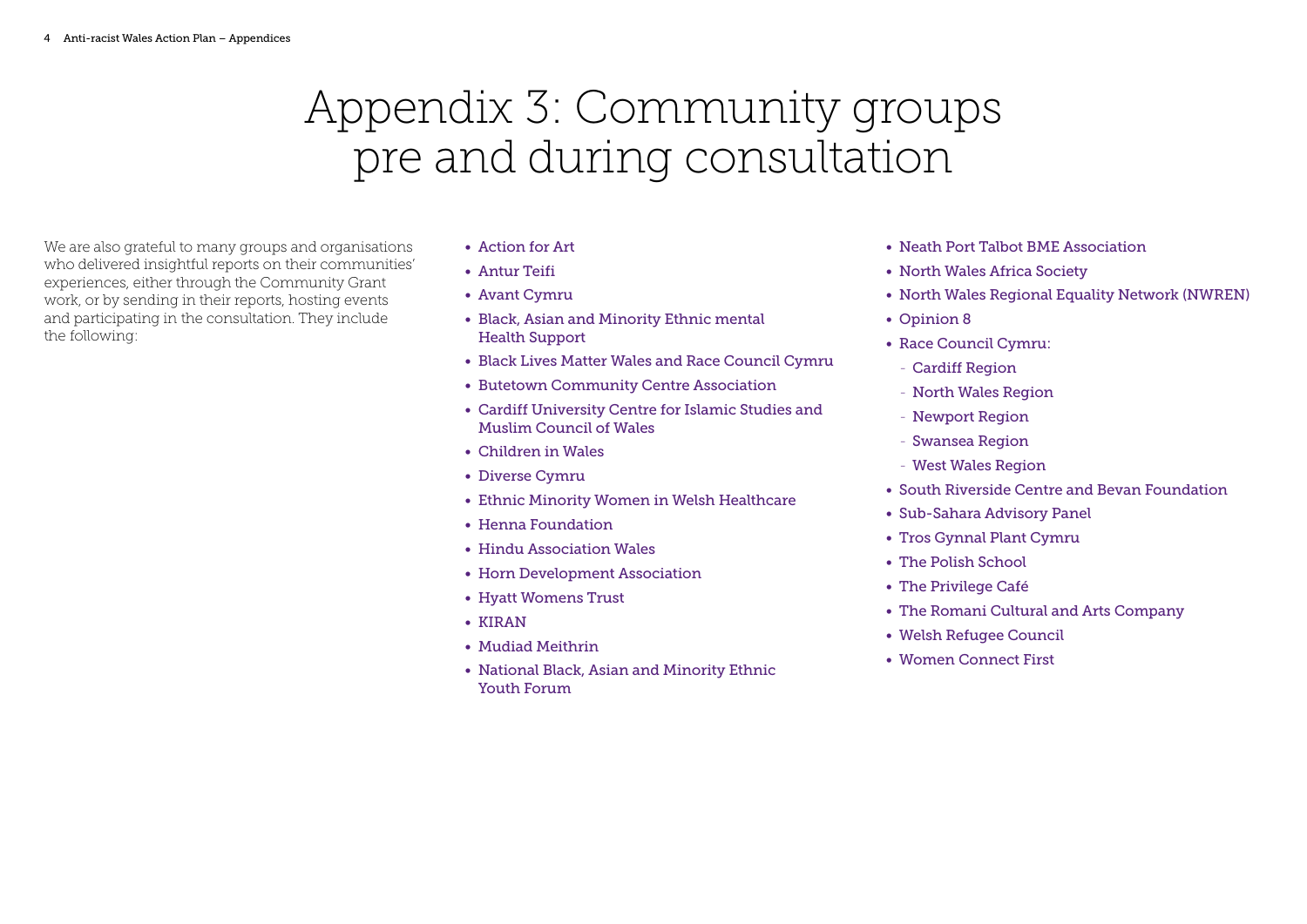# Appendix 3: Community groups pre and during consultation

We are also grateful to many groups and organisations who delivered insightful reports on their communities' experiences, either through the Community Grant work, or by sending in their reports, hosting events and participating in the consultation. They include the following:

- Action for Art
- Antur Teifi
- Avant Cymru
- Black, Asian and Minority Ethnic mental Health Support
- Black Lives Matter Wales and Race Council Cymru
- Butetown Community Centre Association
- Cardiff University Centre for Islamic Studies and Muslim Council of Wales
- Children in Wales
- Diverse Cymru
- Ethnic Minority Women in Welsh Healthcare
- Henna Foundation
- Hindu Association Wales
- Horn Development Association
- Hyatt Womens Trust
- KIRAN
- Mudiad Meithrin
- National Black, Asian and Minority Ethnic Youth Forum
- Neath Port Talbot BME Association
- North Wales Africa Society
- North Wales Regional Equality Network (NWREN)
- Opinion 8
- Race Council Cymru:
  - Cardiff Region
  - North Wales Region
  - Newport Region
  - Swansea Region
  - West Wales Region
- South Riverside Centre and Bevan Foundation
- Sub-Sahara Advisory Panel
- Tros Gynnal Plant Cymru
- The Polish School
- The Privilege Café
- The Romani Cultural and Arts Company
- Welsh Refugee Council
- Women Connect First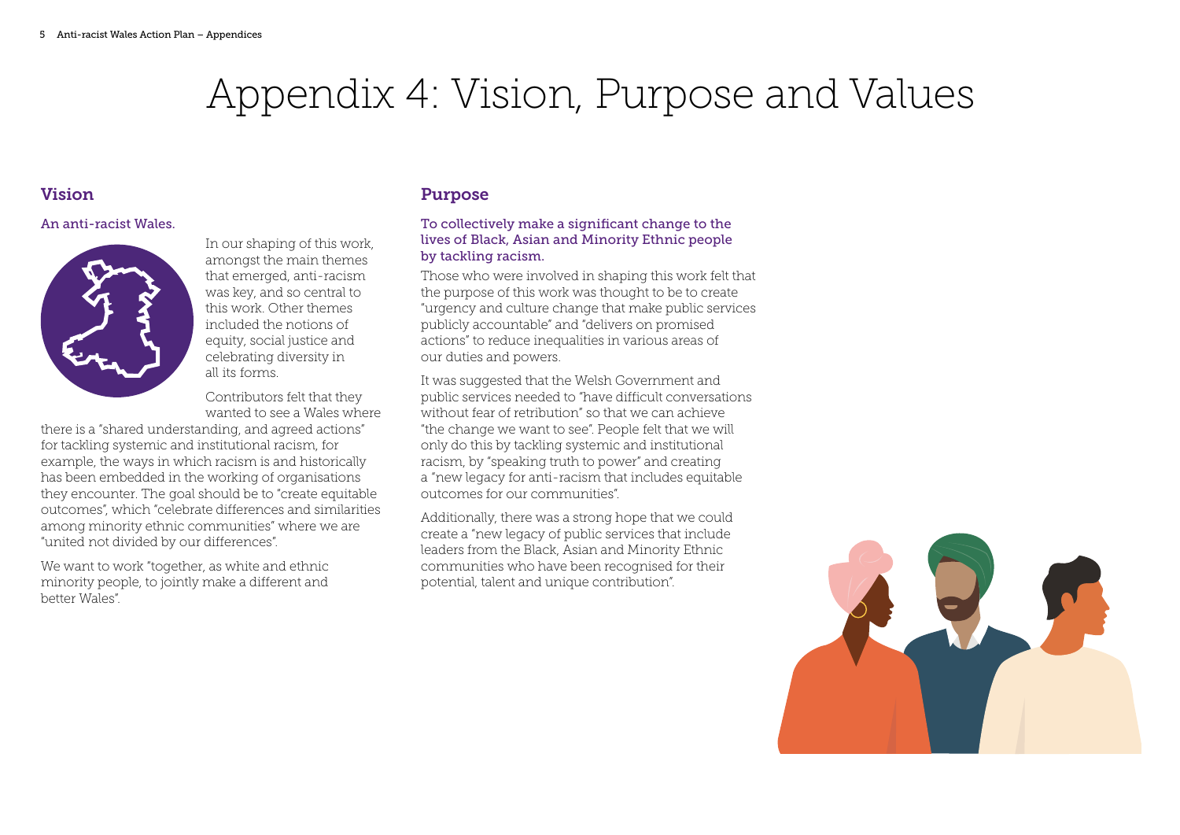# Appendix 4: Vision, Purpose and Values

## Vision

### An anti-racist Wales.

In our shaping of this work, amongst the main themes that emerged, anti-racism was key, and so central to this work. Other themes included the notions of equity, social justice and celebrating diversity in all its forms.

Contributors felt that they wanted to see a Wales where there is a "shared understanding, and agreed actions" for tackling systemic and institutional racism, for example, the ways in which racism is and historically has been embedded in the working of organisations they encounter. The goal should be to "create equitable outcomes", which "celebrate differences and similarities among minority ethnic communities" where we are "united not divided by our differences".

We want to work "together, as white and ethnic minority people, to jointly make a different and better Wales".

## Purpose

### To collectively make a significant change to the lives of Black, Asian and Minority Ethnic people by tackling racism.

Those who were involved in shaping this work felt that the purpose of this work was thought to be to create "urgency and culture change that make public services publicly accountable" and "delivers on promised actions" to reduce inequalities in various areas of our duties and powers.

It was suggested that the Welsh Government and public services needed to "have difficult conversations without fear of retribution" so that we can achieve "the change we want to see". People felt that we will only do this by tackling systemic and institutional racism, by "speaking truth to power" and creating a "new legacy for anti-racism that includes equitable outcomes for our communities".

Additionally, there was a strong hope that we could create a "new legacy of public services that include leaders from the Black, Asian and Minority Ethnic communities who have been recognised for their potential, talent and unique contribution".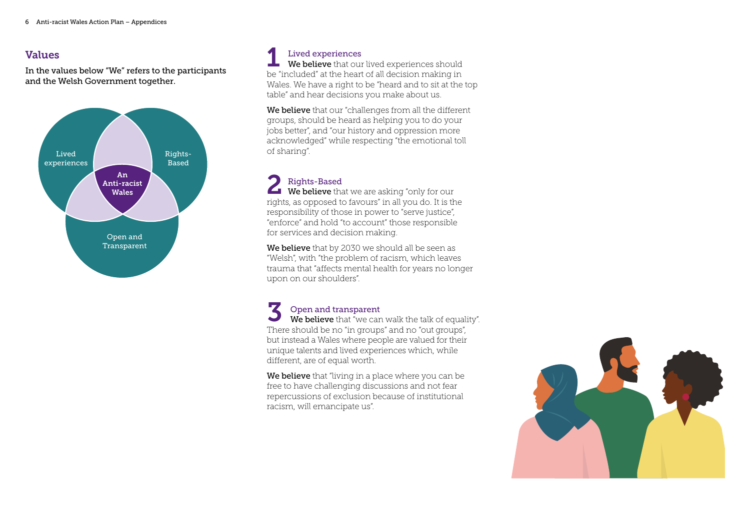## Values

**In the values below "We" refers to the participants and the Welsh Government together.**

Lived experiences

Rights-Based

Open and Transparent

An Anti-racist Wales

### 1 Lived experiences

**We believe** that our lived experiences should be "included" at the heart of all decision making in Wales. We have a right to be "heard and to sit at the top table" and hear decisions you make about us.

**We believe** that our "challenges from all the different groups, should be heard as helping you to do your jobs better", and "our history and oppression more acknowledged" while respecting "the emotional toll of sharing".

### 2 Rights-Based

**We believe** that we are asking "only for our rights, as opposed to favours" in all you do. It is the responsibility of those in power to "serve justice", "enforce" and hold "to account" those responsible for services and decision making.

**We believe** that by 2030 we should all be seen as "Welsh", with "the problem of racism, which leaves trauma that "affects mental health for years no longer upon on our shoulders".

### 3 Open and transparent

**We believe** that "we can walk the talk of equality". There should be no "in groups" and no "out groups", but instead a Wales where people are valued for their unique talents and lived experiences which, while different, are of equal worth.

**We believe** that "living in a place where you can be free to have challenging discussions and not fear repercussions of exclusion because of institutional racism, will emancipate us".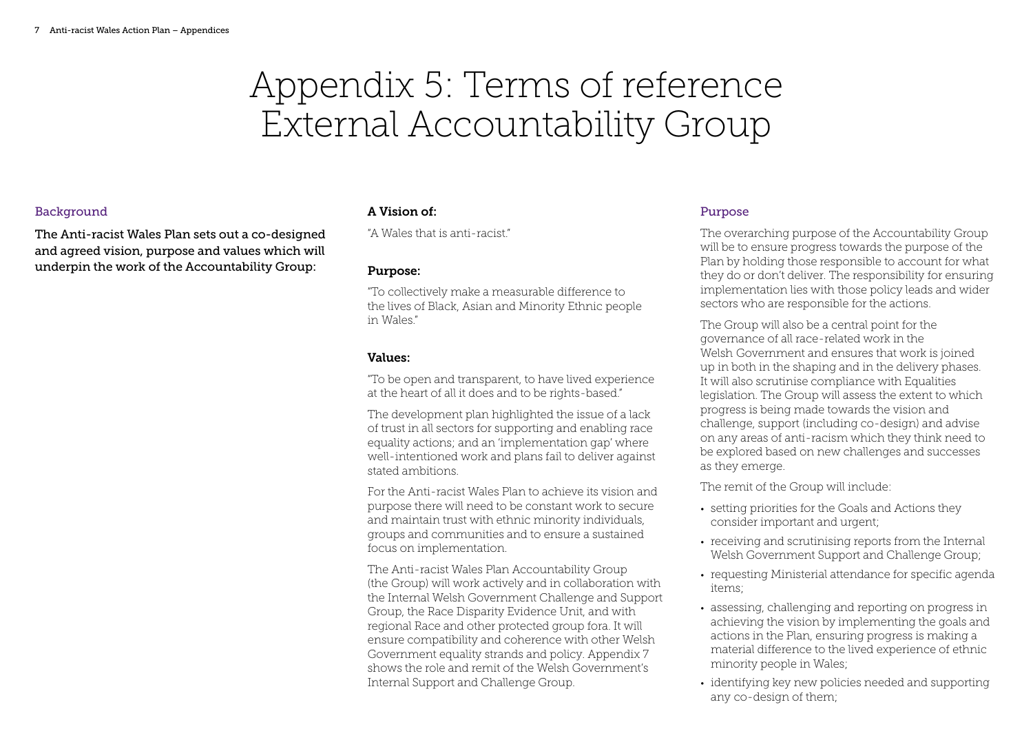# Appendix 5: Terms of reference External Accountability Group

## Background

**The Anti-racist Wales Plan sets out a co-designed and agreed vision, purpose and values which will underpin the work of the Accountability Group:**

### A Vision of:

"A Wales that is anti-racist."

### Purpose:

"To collectively make a measurable difference to the lives of Black, Asian and Minority Ethnic people in Wales."

### Values:

"To be open and transparent, to have lived experience at the heart of all it does and to be rights-based."

The development plan highlighted the issue of a lack of trust in all sectors for supporting and enabling race equality actions; and an 'implementation gap' where well-intentioned work and plans fail to deliver against stated ambitions.

For the Anti-racist Wales Plan to achieve its vision and purpose there will need to be constant work to secure and maintain trust with ethnic minority individuals, groups and communities and to ensure a sustained focus on implementation.

The Anti-racist Wales Plan Accountability Group (the Group) will work actively and in collaboration with the Internal Welsh Government Challenge and Support Group, the Race Disparity Evidence Unit, and with regional Race and other protected group fora. It will ensure compatibility and coherence with other Welsh Government equality strands and policy. Appendix 7 shows the role and remit of the Welsh Government's Internal Support and Challenge Group.

## Purpose

The overarching purpose of the Accountability Group will be to ensure progress towards the purpose of the Plan by holding those responsible to account for what they do or don't deliver. The responsibility for ensuring implementation lies with those policy leads and wider sectors who are responsible for the actions.

The Group will also be a central point for the governance of all race-related work in the Welsh Government and ensures that work is joined up in both in the shaping and in the delivery phases. It will also scrutinise compliance with Equalities legislation. The Group will assess the extent to which progress is being made towards the vision and challenge, support (including co-design) and advise on any areas of anti-racism which they think need to be explored based on new challenges and successes as they emerge.

The remit of the Group will include:

- setting priorities for the Goals and Actions they consider important and urgent;
- receiving and scrutinising reports from the Internal Welsh Government Support and Challenge Group;
- requesting Ministerial attendance for specific agenda items;
- assessing, challenging and reporting on progress in achieving the vision by implementing the goals and actions in the Plan, ensuring progress is making a material difference to the lived experience of ethnic minority people in Wales;
- identifying key new policies needed and supporting any co-design of them;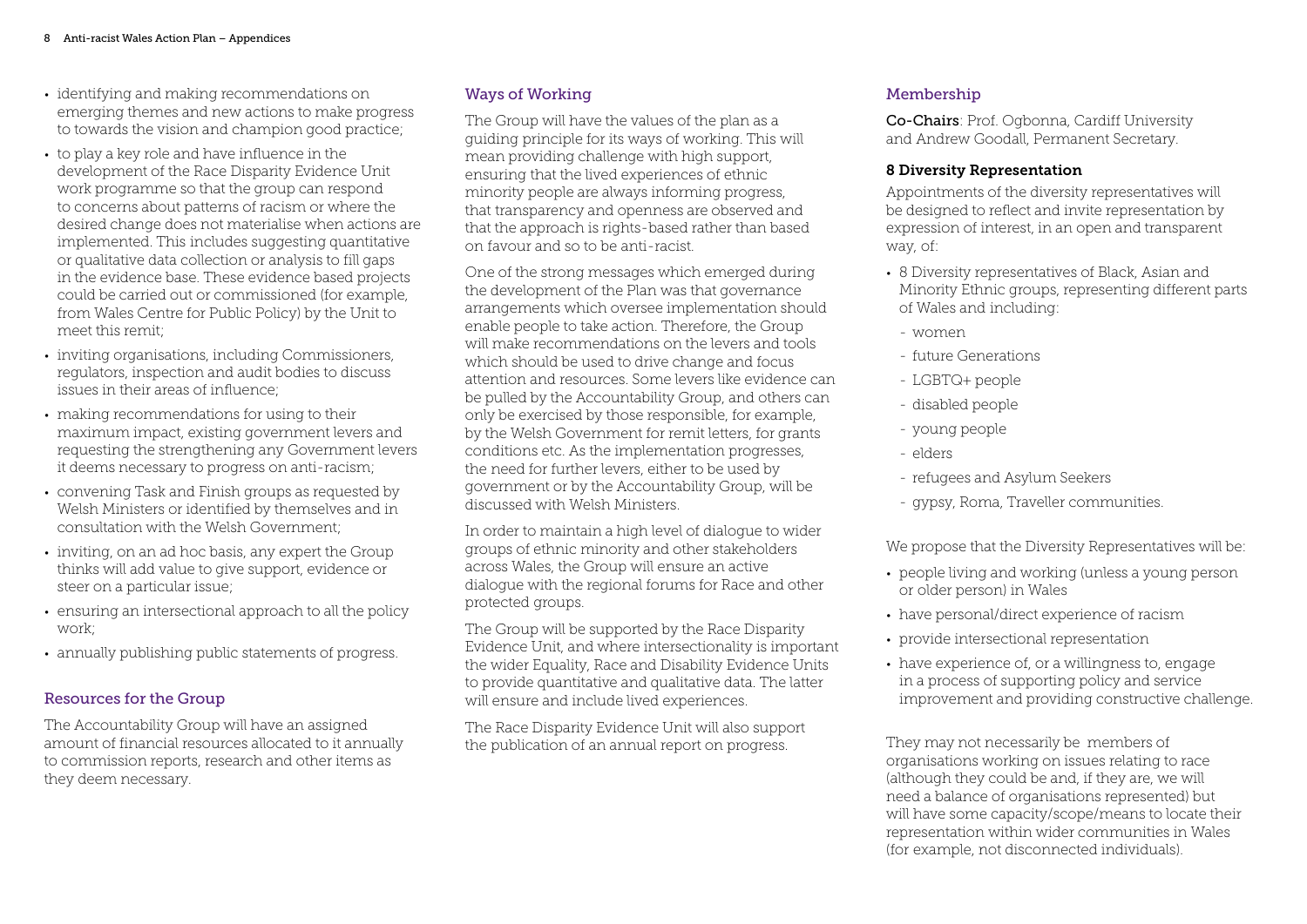- identifying and making recommendations on emerging themes and new actions to make progress to towards the vision and champion good practice;
- to play a key role and have influence in the development of the Race Disparity Evidence Unit work programme so that the group can respond to concerns about patterns of racism or where the desired change does not materialise when actions are implemented. This includes suggesting quantitative or qualitative data collection or analysis to fill gaps in the evidence base. These evidence based projects could be carried out or commissioned (for example, from Wales Centre for Public Policy) by the Unit to meet this remit;
- inviting organisations, including Commissioners, regulators, inspection and audit bodies to discuss issues in their areas of influence;
- making recommendations for using to their maximum impact, existing government levers and requesting the strengthening any Government levers it deems necessary to progress on anti-racism;
- convening Task and Finish groups as requested by Welsh Ministers or identified by themselves and in consultation with the Welsh Government;
- inviting, on an ad hoc basis, any expert the Group thinks will add value to give support, evidence or steer on a particular issue;
- ensuring an intersectional approach to all the policy work;
- annually publishing public statements of progress.

## Resources for the Group

The Accountability Group will have an assigned amount of financial resources allocated to it annually to commission reports, research and other items as they deem necessary.

## Ways of Working

The Group will have the values of the plan as a guiding principle for its ways of working. This will mean providing challenge with high support, ensuring that the lived experiences of ethnic minority people are always informing progress, that transparency and openness are observed and that the approach is rights-based rather than based on favour and so to be anti-racist.

One of the strong messages which emerged during the development of the Plan was that governance arrangements which oversee implementation should enable people to take action. Therefore, the Group will make recommendations on the levers and tools which should be used to drive change and focus attention and resources. Some levers like evidence can be pulled by the Accountability Group, and others can only be exercised by those responsible, for example, by the Welsh Government for remit letters, for grants conditions etc. As the implementation progresses, the need for further levers, either to be used by government or by the Accountability Group, will be discussed with Welsh Ministers.

In order to maintain a high level of dialogue to wider groups of ethnic minority and other stakeholders across Wales, the Group will ensure an active dialogue with the regional forums for Race and other protected groups.

The Group will be supported by the Race Disparity Evidence Unit, and where intersectionality is important the wider Equality, Race and Disability Evidence Units to provide quantitative and qualitative data. The latter will ensure and include lived experiences.

The Race Disparity Evidence Unit will also support the publication of an annual report on progress.

## Membership

**Co-Chairs**: Prof. Ogbonna, Cardiff University and Andrew Goodall, Permanent Secretary.

### 8 Diversity Representation

Appointments of the diversity representatives will be designed to reflect and invite representation by expression of interest, in an open and transparent way, of:

- 8 Diversity representatives of Black, Asian and Minority Ethnic groups, representing different parts of Wales and including:
  - women
  - future Generations
  - LGBTQ+ people
  - disabled people
  - young people
  - elders
  - refugees and Asylum Seekers
  - gypsy, Roma, Traveller communities.

We propose that the Diversity Representatives will be:

- people living and working (unless a young person or older person) in Wales
- have personal/direct experience of racism
- provide intersectional representation
- have experience of, or a willingness to, engage in a process of supporting policy and service improvement and providing constructive challenge.

They may not necessarily be members of organisations working on issues relating to race (although they could be and, if they are, we will need a balance of organisations represented) but will have some capacity/scope/means to locate their representation within wider communities in Wales (for example, not disconnected individuals).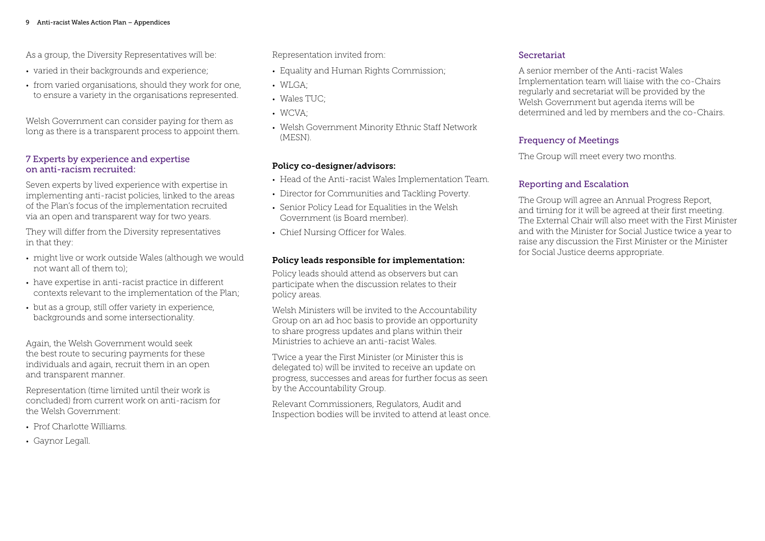As a group, the Diversity Representatives will be:

- varied in their backgrounds and experience;
- from varied organisations, should they work for one, to ensure a variety in the organisations represented.

Welsh Government can consider paying for them as long as there is a transparent process to appoint them.

### 7 Experts by experience and expertise on anti-racism recruited:

Seven experts by lived experience with expertise in implementing anti-racist policies, linked to the areas of the Plan's focus of the implementation recruited via an open and transparent way for two years.

They will differ from the Diversity representatives in that they:

- might live or work outside Wales (although we would not want all of them to);
- have expertise in anti-racist practice in different contexts relevant to the implementation of the Plan;
- but as a group, still offer variety in experience, backgrounds and some intersectionality.

Again, the Welsh Government would seek the best route to securing payments for these individuals and again, recruit them in an open and transparent manner.

Representation (time limited until their work is concluded) from current work on anti-racism for the Welsh Government:

- Prof Charlotte Williams.
- Gaynor Legall.

Representation invited from:

- Equality and Human Rights Commission;
- WLGA;
- Wales TUC;
- WCVA;
- Welsh Government Minority Ethnic Staff Network (MESN).

**Policy co-designer/advisors:**

- Head of the Anti-racist Wales Implementation Team.
- Director for Communities and Tackling Poverty.
- Senior Policy Lead for Equalities in the Welsh Government (is Board member).
- Chief Nursing Officer for Wales.

**Policy leads responsible for implementation:**

Policy leads should attend as observers but can participate when the discussion relates to their policy areas.

Welsh Ministers will be invited to the Accountability Group on an ad hoc basis to provide an opportunity to share progress updates and plans within their Ministries to achieve an anti-racist Wales.

Twice a year the First Minister (or Minister this is delegated to) will be invited to receive an update on progress, successes and areas for further focus as seen by the Accountability Group.

Relevant Commissioners, Regulators, Audit and Inspection bodies will be invited to attend at least once.

### Secretariat

A senior member of the Anti-racist Wales Implementation team will liaise with the co-Chairs regularly and secretariat will be provided by the Welsh Government but agenda items will be determined and led by members and the co-Chairs.

### Frequency of Meetings

The Group will meet every two months.

### Reporting and Escalation

The Group will agree an Annual Progress Report, and timing for it will be agreed at their first meeting. The External Chair will also meet with the First Minister and with the Minister for Social Justice twice a year to raise any discussion the First Minister or the Minister for Social Justice deems appropriate.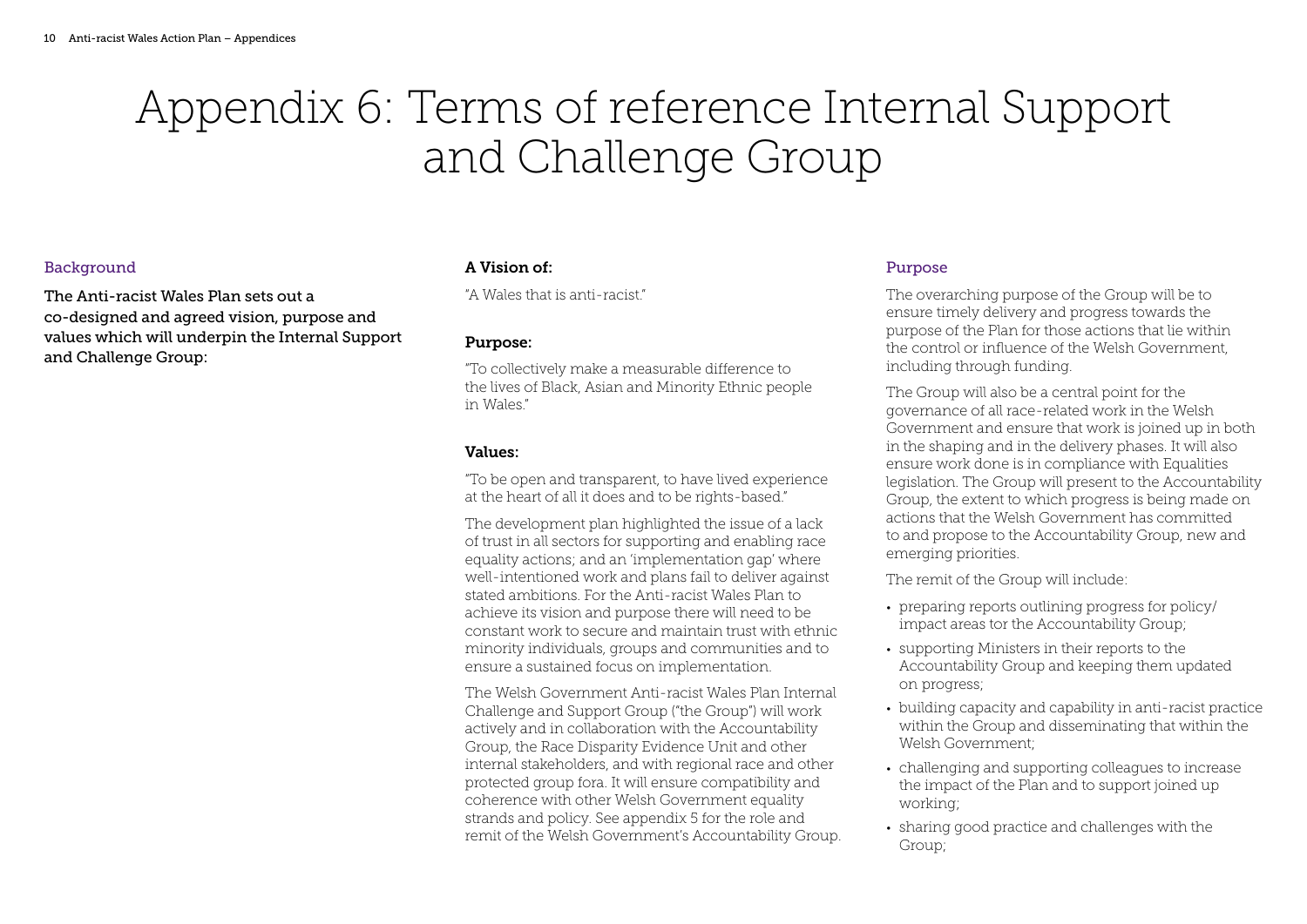# Appendix 6: Terms of reference Internal Support and Challenge Group

## Background

**The Anti-racist Wales Plan sets out a co-designed and agreed vision, purpose and values which will underpin the Internal Support and Challenge Group:**

### A Vision of:

"A Wales that is anti-racist."

### Purpose:

"To collectively make a measurable difference to the lives of Black, Asian and Minority Ethnic people in Wales."

### Values:

"To be open and transparent, to have lived experience at the heart of all it does and to be rights-based."

The development plan highlighted the issue of a lack of trust in all sectors for supporting and enabling race equality actions; and an 'implementation gap' where well-intentioned work and plans fail to deliver against stated ambitions. For the Anti-racist Wales Plan to achieve its vision and purpose there will need to be constant work to secure and maintain trust with ethnic minority individuals, groups and communities and to ensure a sustained focus on implementation.

The Welsh Government Anti-racist Wales Plan Internal Challenge and Support Group ("the Group") will work actively and in collaboration with the Accountability Group, the Race Disparity Evidence Unit and other internal stakeholders, and with regional race and other protected group fora. It will ensure compatibility and coherence with other Welsh Government equality strands and policy. See appendix 5 for the role and remit of the Welsh Government's Accountability Group.

## Purpose

The overarching purpose of the Group will be to ensure timely delivery and progress towards the purpose of the Plan for those actions that lie within the control or influence of the Welsh Government, including through funding.

The Group will also be a central point for the governance of all race-related work in the Welsh Government and ensure that work is joined up in both in the shaping and in the delivery phases. It will also ensure work done is in compliance with Equalities legislation. The Group will present to the Accountability Group, the extent to which progress is being made on actions that the Welsh Government has committed to and propose to the Accountability Group, new and emerging priorities.

The remit of the Group will include:

- preparing reports outlining progress for policy/impact areas tor the Accountability Group;
- supporting Ministers in their reports to the Accountability Group and keeping them updated on progress;
- building capacity and capability in anti-racist practice within the Group and disseminating that within the Welsh Government;
- challenging and supporting colleagues to increase the impact of the Plan and to support joined up working;
- sharing good practice and challenges with the Group;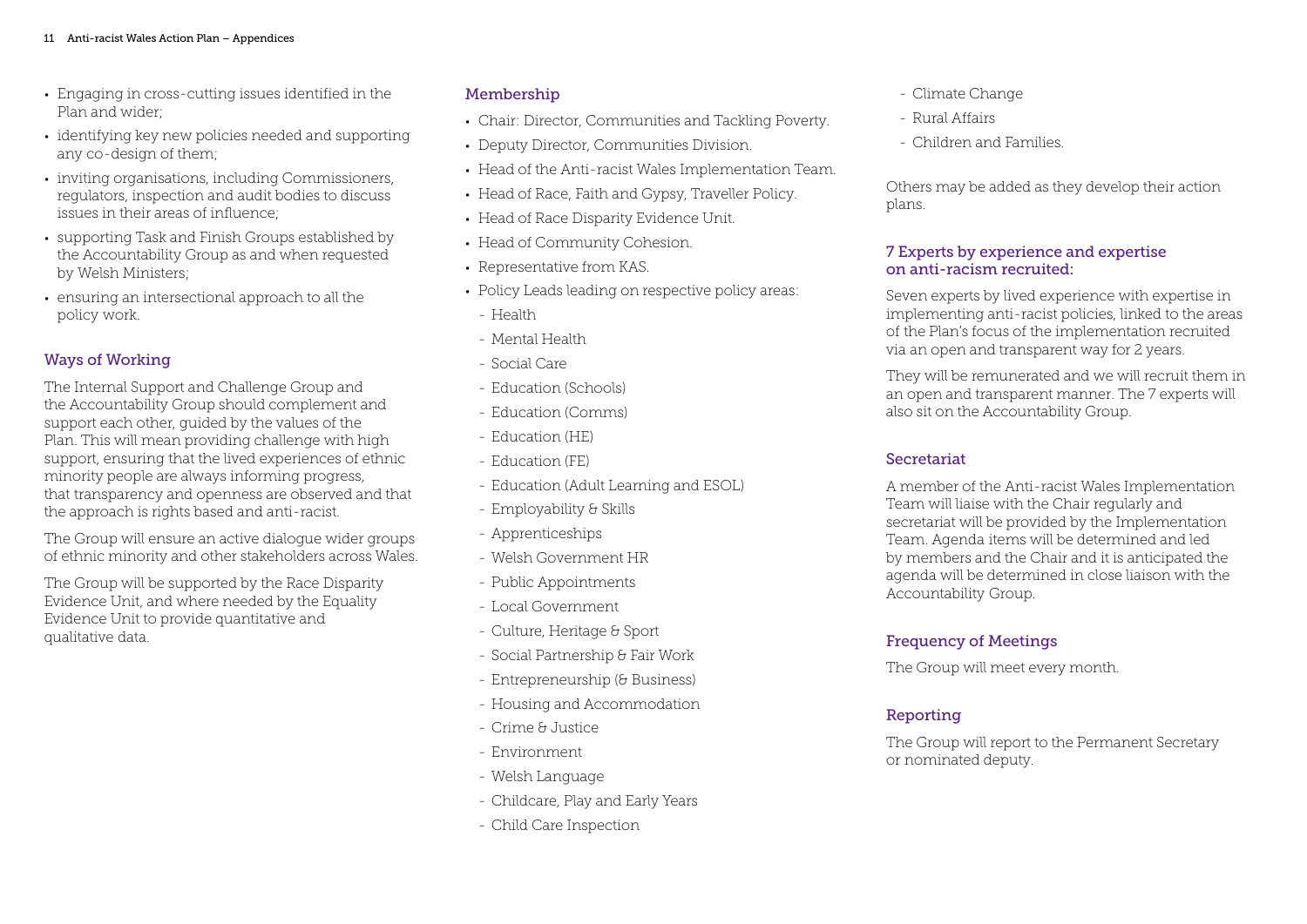- Engaging in cross-cutting issues identified in the Plan and wider;
- identifying key new policies needed and supporting any co-design of them;
- inviting organisations, including Commissioners, regulators, inspection and audit bodies to discuss issues in their areas of influence;
- supporting Task and Finish Groups established by the Accountability Group as and when requested by Welsh Ministers;
- ensuring an intersectional approach to all the policy work.

## Ways of Working

The Internal Support and Challenge Group and the Accountability Group should complement and support each other, guided by the values of the Plan. This will mean providing challenge with high support, ensuring that the lived experiences of ethnic minority people are always informing progress, that transparency and openness are observed and that the approach is rights based and anti-racist.

The Group will ensure an active dialogue wider groups of ethnic minority and other stakeholders across Wales.

The Group will be supported by the Race Disparity Evidence Unit, and where needed by the Equality Evidence Unit to provide quantitative and qualitative data.

## Membership

- Chair: Director, Communities and Tackling Poverty.
- Deputy Director, Communities Division.
- Head of the Anti-racist Wales Implementation Team.
- Head of Race, Faith and Gypsy, Traveller Policy.
- Head of Race Disparity Evidence Unit.
- Head of Community Cohesion.
- Representative from KAS.
- Policy Leads leading on respective policy areas:
  - Health
  - Mental Health
  - Social Care
  - Education (Schools)
  - Education (Comms)
  - Education (HE)
  - Education (FE)
  - Education (Adult Learning and ESOL)
  - Employability & Skills
  - Apprenticeships
  - Welsh Government HR
  - Public Appointments
  - Local Government
  - Culture, Heritage & Sport
  - Social Partnership & Fair Work
  - Entrepreneurship (& Business)
  - Housing and Accommodation
  - Crime & Justice
  - Environment
  - Welsh Language
  - Childcare, Play and Early Years
  - Child Care Inspection
  - Climate Change
  - Rural Affairs
  - Children and Families.

Others may be added as they develop their action plans.

## 7 Experts by experience and expertise on anti-racism recruited:

Seven experts by lived experience with expertise in implementing anti-racist policies, linked to the areas of the Plan's focus of the implementation recruited via an open and transparent way for 2 years.

They will be remunerated and we will recruit them in an open and transparent manner. The 7 experts will also sit on the Accountability Group.

## Secretariat

A member of the Anti-racist Wales Implementation Team will liaise with the Chair regularly and secretariat will be provided by the Implementation Team. Agenda items will be determined and led by members and the Chair and it is anticipated the agenda will be determined in close liaison with the Accountability Group.

## Frequency of Meetings

The Group will meet every month.

## Reporting

The Group will report to the Permanent Secretary or nominated deputy.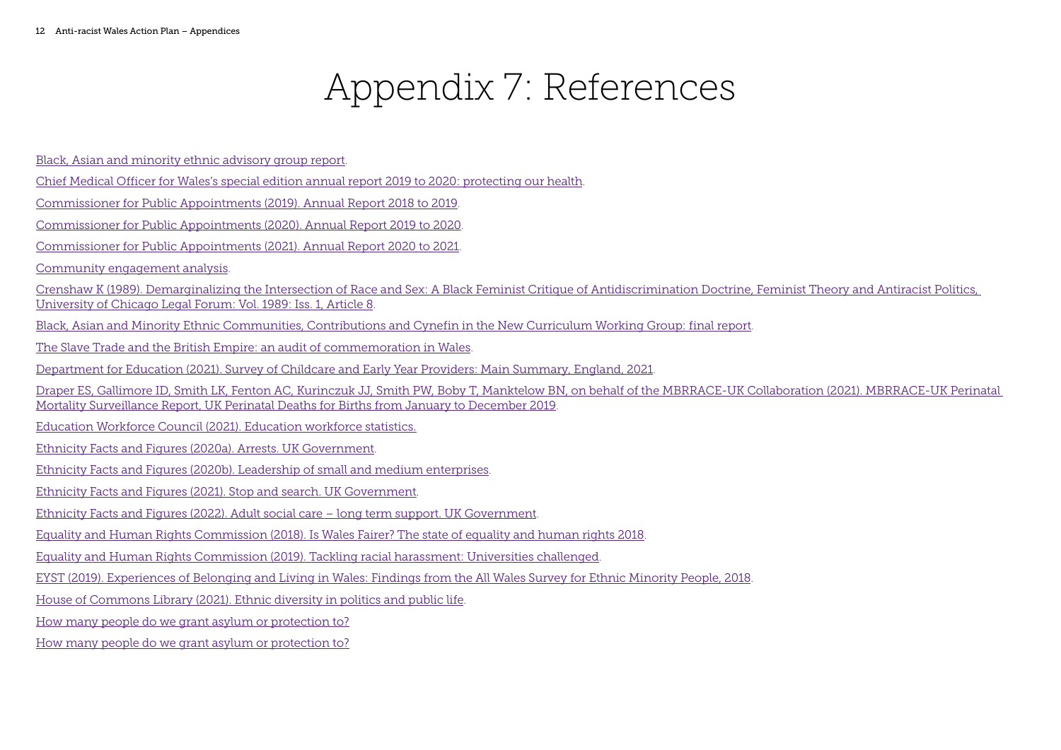# Appendix 7: References

Black, Asian and minority ethnic advisory group report.

Chief Medical Officer for Wales's special edition annual report 2019 to 2020: protecting our health.

Commissioner for Public Appointments (2019). Annual Report 2018 to 2019.

Commissioner for Public Appointments (2020). Annual Report 2019 to 2020.

Commissioner for Public Appointments (2021). Annual Report 2020 to 2021.

Community engagement analysis.

Crenshaw K (1989). Demarginalizing the Intersection of Race and Sex: A Black Feminist Critique of Antidiscrimination Doctrine, Feminist Theory and Antiracist Politics, University of Chicago Legal Forum: Vol. 1989: Iss. 1, Article 8.

Black, Asian and Minority Ethnic Communities, Contributions and Cynefin in the New Curriculum Working Group: final report.

The Slave Trade and the British Empire: an audit of commemoration in Wales.

Department for Education (2021). Survey of Childcare and Early Year Providers: Main Summary, England, 2021.

Draper ES, Gallimore ID, Smith LK, Fenton AC, Kurinczuk JJ, Smith PW, Boby T, Manktelow BN, on behalf of the MBRRACE-UK Collaboration (2021). MBRRACE-UK Perinatal Mortality Surveillance Report, UK Perinatal Deaths for Births from January to December 2019.

Education Workforce Council (2021). Education workforce statistics.

Ethnicity Facts and Figures (2020a). Arrests. UK Government.

Ethnicity Facts and Figures (2020b). Leadership of small and medium enterprises.

Ethnicity Facts and Figures (2021). Stop and search. UK Government.

Ethnicity Facts and Figures (2022). Adult social care – long term support. UK Government.

Equality and Human Rights Commission (2018). Is Wales Fairer? The state of equality and human rights 2018.

Equality and Human Rights Commission (2019). Tackling racial harassment: Universities challenged.

EYST (2019). Experiences of Belonging and Living in Wales: Findings from the All Wales Survey for Ethnic Minority People, 2018.

House of Commons Library (2021). Ethnic diversity in politics and public life.

How many people do we grant asylum or protection to?

How many people do we grant asylum or protection to?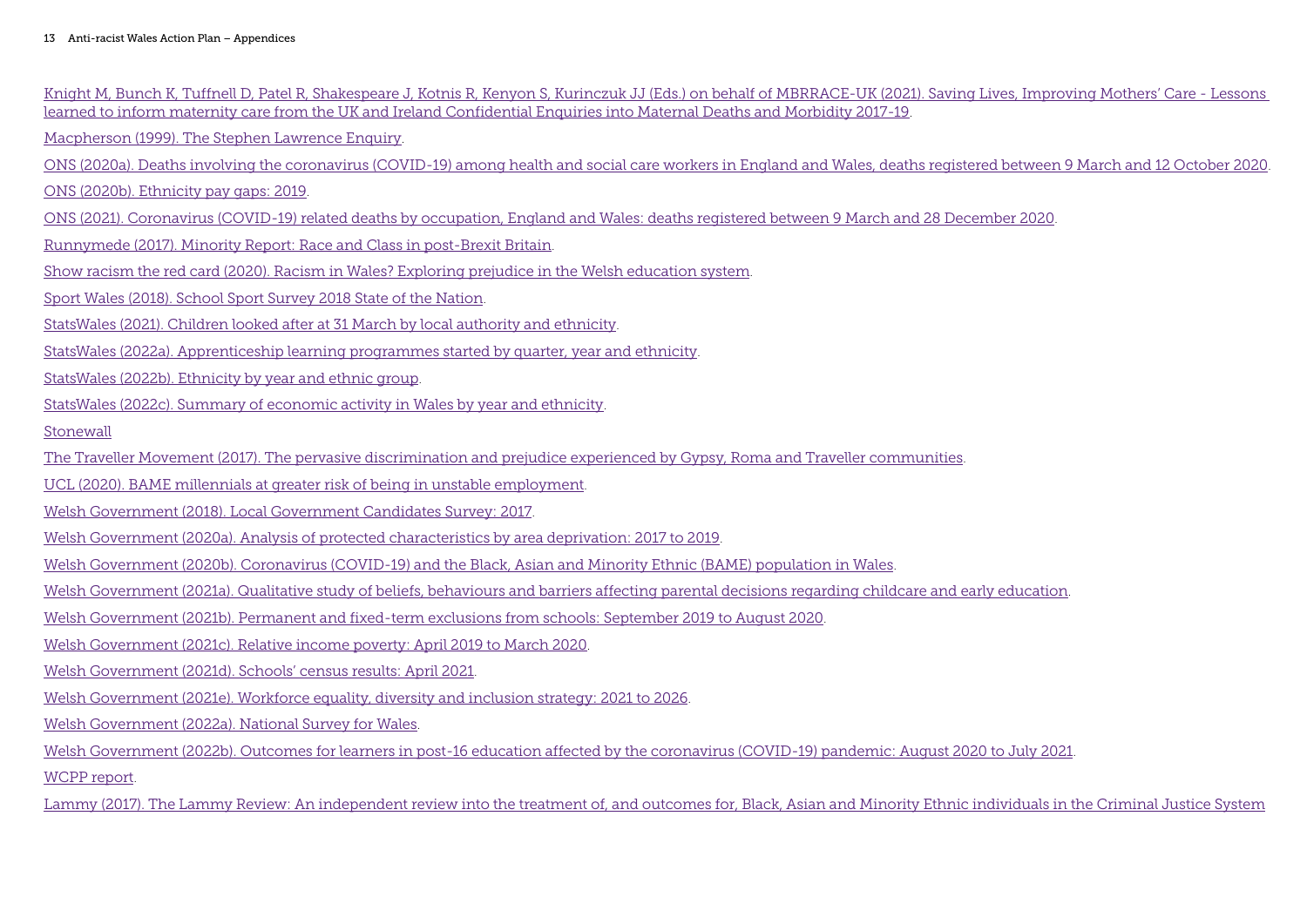Knight M, Bunch K, Tuffnell D, Patel R, Shakespeare J, Kotnis R, Kenyon S, Kurinczuk JJ (Eds.) on behalf of MBRRACE-UK (2021). Saving Lives, Improving Mothers' Care - Lessons learned to inform maternity care from the UK and Ireland Confidential Enquiries into Maternal Deaths and Morbidity 2017-19.

Macpherson (1999). The Stephen Lawrence Enquiry.

ONS (2020a). Deaths involving the coronavirus (COVID-19) among health and social care workers in England and Wales, deaths registered between 9 March and 12 October 2020.

ONS (2020b). Ethnicity pay gaps: 2019.

ONS (2021). Coronavirus (COVID-19) related deaths by occupation, England and Wales: deaths registered between 9 March and 28 December 2020.

Runnymede (2017). Minority Report: Race and Class in post-Brexit Britain.

Show racism the red card (2020). Racism in Wales? Exploring prejudice in the Welsh education system.

Sport Wales (2018). School Sport Survey 2018 State of the Nation.

StatsWales (2021). Children looked after at 31 March by local authority and ethnicity.

StatsWales (2022a). Apprenticeship learning programmes started by quarter, year and ethnicity.

StatsWales (2022b). Ethnicity by year and ethnic group.

StatsWales (2022c). Summary of economic activity in Wales by year and ethnicity.

Stonewall

The Traveller Movement (2017). The pervasive discrimination and prejudice experienced by Gypsy, Roma and Traveller communities.

UCL (2020). BAME millennials at greater risk of being in unstable employment.

Welsh Government (2018). Local Government Candidates Survey: 2017.

Welsh Government (2020a). Analysis of protected characteristics by area deprivation: 2017 to 2019.

Welsh Government (2020b). Coronavirus (COVID-19) and the Black, Asian and Minority Ethnic (BAME) population in Wales.

Welsh Government (2021a). Qualitative study of beliefs, behaviours and barriers affecting parental decisions regarding childcare and early education.

Welsh Government (2021b). Permanent and fixed-term exclusions from schools: September 2019 to August 2020.

Welsh Government (2021c). Relative income poverty: April 2019 to March 2020.

Welsh Government (2021d). Schools' census results: April 2021.

Welsh Government (2021e). Workforce equality, diversity and inclusion strategy: 2021 to 2026.

Welsh Government (2022a). National Survey for Wales.

Welsh Government (2022b). Outcomes for learners in post-16 education affected by the coronavirus (COVID-19) pandemic: August 2020 to July 2021.

WCPP report.

Lammy (2017). The Lammy Review: An independent review into the treatment of, and outcomes for, Black, Asian and Minority Ethnic individuals in the Criminal Justice System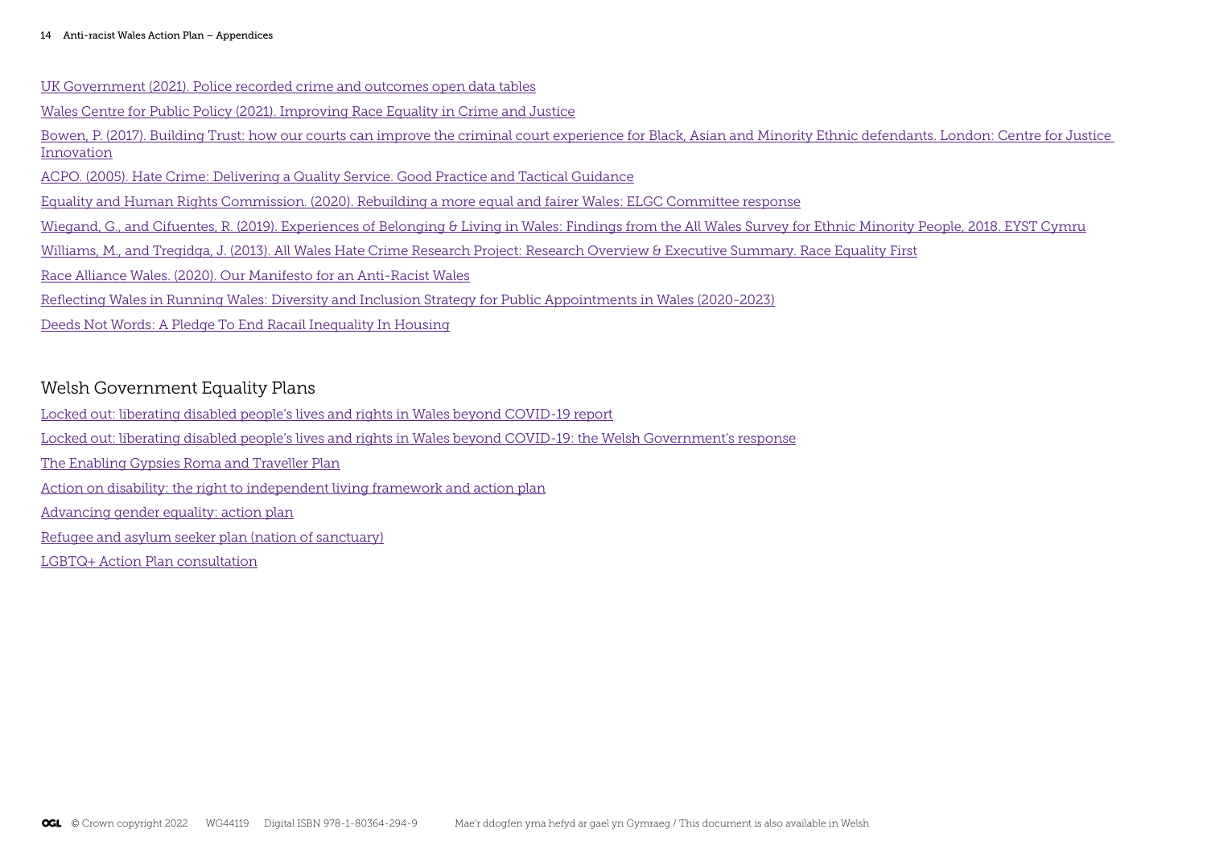UK Government (2021). Police recorded crime and outcomes open data tables

Wales Centre for Public Policy (2021). Improving Race Equality in Crime and Justice

Bowen, P. (2017). Building Trust: how our courts can improve the criminal court experience for Black, Asian and Minority Ethnic defendants. London: Centre for Justice Innovation

ACPO. (2005). Hate Crime: Delivering a Quality Service. Good Practice and Tactical Guidance

Equality and Human Rights Commission. (2020). Rebuilding a more equal and fairer Wales: ELGC Committee response

Wiegand, G., and Cifuentes, R. (2019). Experiences of Belonging & Living in Wales: Findings from the All Wales Survey for Ethnic Minority People, 2018. EYST Cymru

Williams, M., and Tregidga, J. (2013). All Wales Hate Crime Research Project: Research Overview & Executive Summary. Race Equality First

Race Alliance Wales. (2020). Our Manifesto for an Anti-Racist Wales

Reflecting Wales in Running Wales: Diversity and Inclusion Strategy for Public Appointments in Wales (2020-2023)

Deeds Not Words: A Pledge To End Racail Inequality In Housing

## Welsh Government Equality Plans

Locked out: liberating disabled people's lives and rights in Wales beyond COVID-19 report

Locked out: liberating disabled people's lives and rights in Wales beyond COVID-19: the Welsh Government's response

The Enabling Gypsies Roma and Traveller Plan

Action on disability: the right to independent living framework and action plan

Advancing gender equality: action plan

Refugee and asylum seeker plan (nation of sanctuary)

LGBTQ+ Action Plan consultation

© Crown copyright 2022 WG44119 Digital ISBN 978-1-80364-294-9 Mae'r ddogfen yma hefyd ar gael yn Gymraeg / This document is also available in Welsh